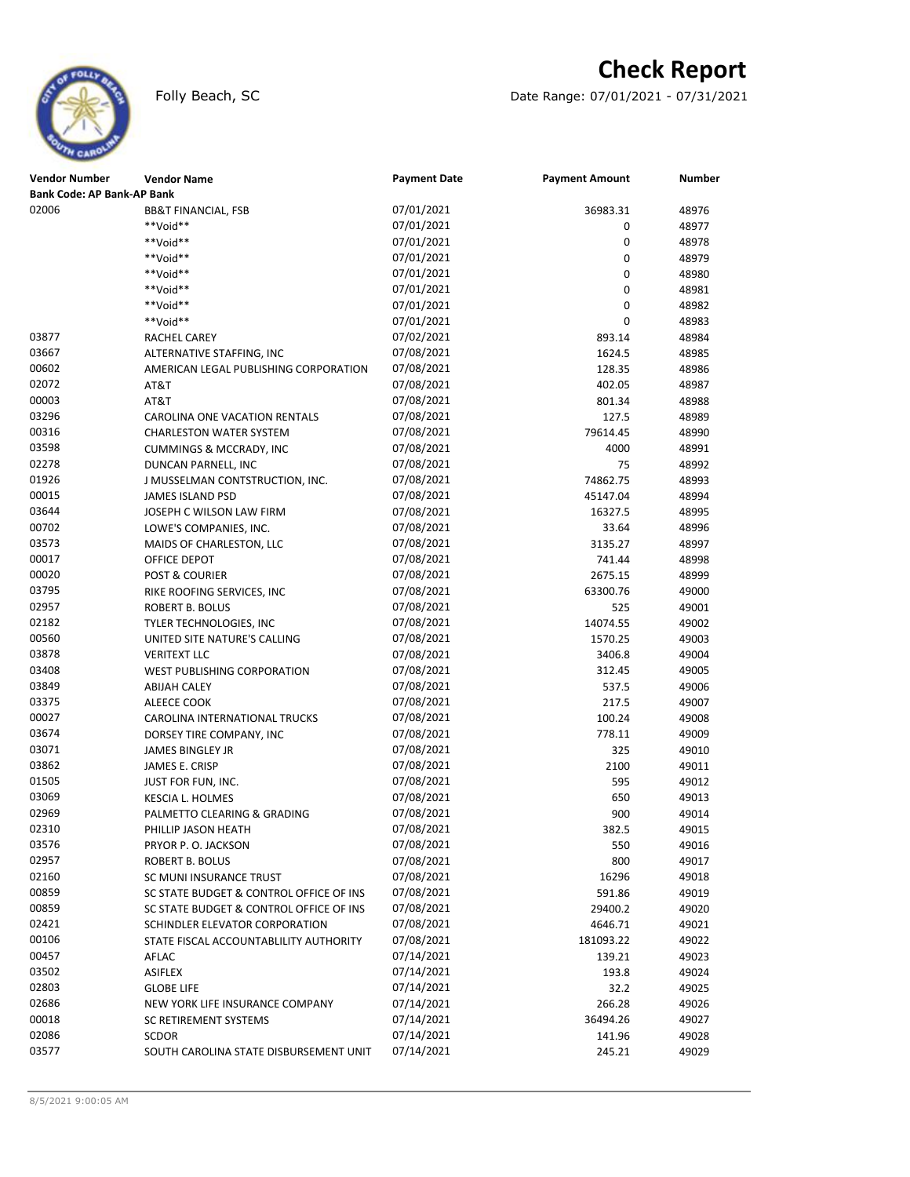# Check Report

Folly Beach, SC

Date Range: 07/01/2021 - 07/31/2021

| Vendor Number | Vendor Name | Payment Date | Payment Amount | Number |
|---|---|---|---|---|
| **Bank Code: AP Bank-AP Bank** | | | | |
| 02006 | BB&T FINANCIAL, FSB | 07/01/2021 | 36983.31 | 48976 |
| | **Void** | 07/01/2021 | 0 | 48977 |
| | **Void** | 07/01/2021 | 0 | 48978 |
| | **Void** | 07/01/2021 | 0 | 48979 |
| | **Void** | 07/01/2021 | 0 | 48980 |
| | **Void** | 07/01/2021 | 0 | 48981 |
| | **Void** | 07/01/2021 | 0 | 48982 |
| | **Void** | 07/01/2021 | 0 | 48983 |
| 03877 | RACHEL CAREY | 07/02/2021 | 893.14 | 48984 |
| 03667 | ALTERNATIVE STAFFING, INC | 07/08/2021 | 1624.5 | 48985 |
| 00602 | AMERICAN LEGAL PUBLISHING CORPORATION | 07/08/2021 | 128.35 | 48986 |
| 02072 | AT&T | 07/08/2021 | 402.05 | 48987 |
| 00003 | AT&T | 07/08/2021 | 801.34 | 48988 |
| 03296 | CAROLINA ONE VACATION RENTALS | 07/08/2021 | 127.5 | 48989 |
| 00316 | CHARLESTON WATER SYSTEM | 07/08/2021 | 79614.45 | 48990 |
| 03598 | CUMMINGS & MCCRADY, INC | 07/08/2021 | 4000 | 48991 |
| 02278 | DUNCAN PARNELL, INC | 07/08/2021 | 75 | 48992 |
| 01926 | J MUSSELMAN CONTSTRUCTION, INC. | 07/08/2021 | 74862.75 | 48993 |
| 00015 | JAMES ISLAND PSD | 07/08/2021 | 45147.04 | 48994 |
| 03644 | JOSEPH C WILSON LAW FIRM | 07/08/2021 | 16327.5 | 48995 |
| 00702 | LOWE'S COMPANIES, INC. | 07/08/2021 | 33.64 | 48996 |
| 03573 | MAIDS OF CHARLESTON, LLC | 07/08/2021 | 3135.27 | 48997 |
| 00017 | OFFICE DEPOT | 07/08/2021 | 741.44 | 48998 |
| 00020 | POST & COURIER | 07/08/2021 | 2675.15 | 48999 |
| 03795 | RIKE ROOFING SERVICES, INC | 07/08/2021 | 63300.76 | 49000 |
| 02957 | ROBERT B. BOLUS | 07/08/2021 | 525 | 49001 |
| 02182 | TYLER TECHNOLOGIES, INC | 07/08/2021 | 14074.55 | 49002 |
| 00560 | UNITED SITE NATURE'S CALLING | 07/08/2021 | 1570.25 | 49003 |
| 03878 | VERITEXT LLC | 07/08/2021 | 3406.8 | 49004 |
| 03408 | WEST PUBLISHING CORPORATION | 07/08/2021 | 312.45 | 49005 |
| 03849 | ABIJAH CALEY | 07/08/2021 | 537.5 | 49006 |
| 03375 | ALEECE COOK | 07/08/2021 | 217.5 | 49007 |
| 00027 | CAROLINA INTERNATIONAL TRUCKS | 07/08/2021 | 100.24 | 49008 |
| 03674 | DORSEY TIRE COMPANY, INC | 07/08/2021 | 778.11 | 49009 |
| 03071 | JAMES BINGLEY JR | 07/08/2021 | 325 | 49010 |
| 03862 | JAMES E. CRISP | 07/08/2021 | 2100 | 49011 |
| 01505 | JUST FOR FUN, INC. | 07/08/2021 | 595 | 49012 |
| 03069 | KESCIA L. HOLMES | 07/08/2021 | 650 | 49013 |
| 02969 | PALMETTO CLEARING & GRADING | 07/08/2021 | 900 | 49014 |
| 02310 | PHILLIP JASON HEATH | 07/08/2021 | 382.5 | 49015 |
| 03576 | PRYOR P. O. JACKSON | 07/08/2021 | 550 | 49016 |
| 02957 | ROBERT B. BOLUS | 07/08/2021 | 800 | 49017 |
| 02160 | SC MUNI INSURANCE TRUST | 07/08/2021 | 16296 | 49018 |
| 00859 | SC STATE BUDGET & CONTROL OFFICE OF INS | 07/08/2021 | 591.86 | 49019 |
| 00859 | SC STATE BUDGET & CONTROL OFFICE OF INS | 07/08/2021 | 29400.2 | 49020 |
| 02421 | SCHINDLER ELEVATOR CORPORATION | 07/08/2021 | 4646.71 | 49021 |
| 00106 | STATE FISCAL ACCOUNTABLILITY AUTHORITY | 07/08/2021 | 181093.22 | 49022 |
| 00457 | AFLAC | 07/14/2021 | 139.21 | 49023 |
| 03502 | ASIFLEX | 07/14/2021 | 193.8 | 49024 |
| 02803 | GLOBE LIFE | 07/14/2021 | 32.2 | 49025 |
| 02686 | NEW YORK LIFE INSURANCE COMPANY | 07/14/2021 | 266.28 | 49026 |
| 00018 | SC RETIREMENT SYSTEMS | 07/14/2021 | 36494.26 | 49027 |
| 02086 | SCDOR | 07/14/2021 | 141.96 | 49028 |
| 03577 | SOUTH CAROLINA STATE DISBURSEMENT UNIT | 07/14/2021 | 245.21 | 49029 |

8/5/2021 9:00:05 AM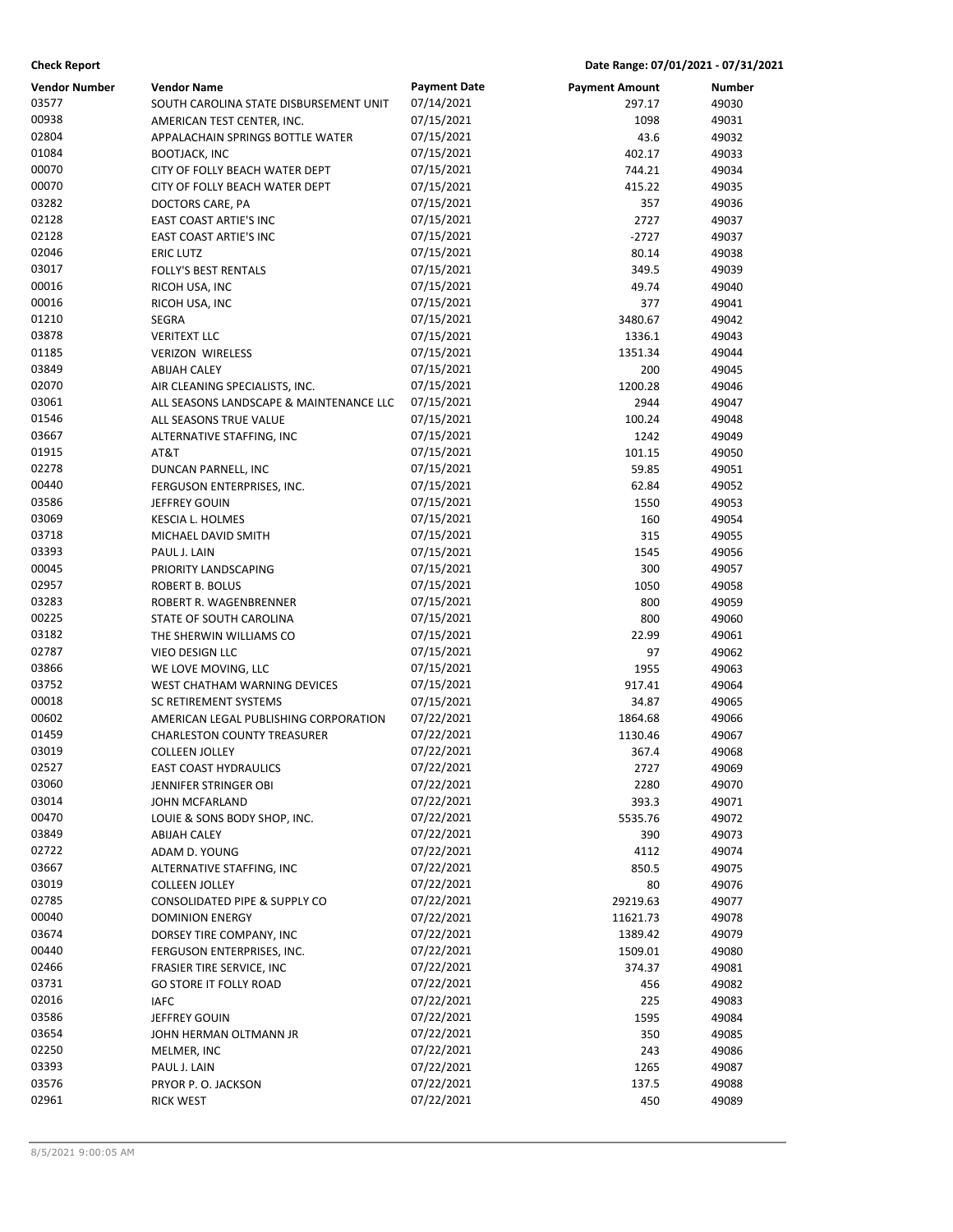**Check Report** | **Date Range: 07/01/2021 - 07/31/2021**

| Vendor Number | Vendor Name | Payment Date | Payment Amount | Number |
|---|---|---|---|---|
| 03577 | SOUTH CAROLINA STATE DISBURSEMENT UNIT | 07/14/2021 | 297.17 | 49030 |
| 00938 | AMERICAN TEST CENTER, INC. | 07/15/2021 | 1098 | 49031 |
| 02804 | APPALACHAIN SPRINGS BOTTLE WATER | 07/15/2021 | 43.6 | 49032 |
| 01084 | BOOTJACK, INC | 07/15/2021 | 402.17 | 49033 |
| 00070 | CITY OF FOLLY BEACH WATER DEPT | 07/15/2021 | 744.21 | 49034 |
| 00070 | CITY OF FOLLY BEACH WATER DEPT | 07/15/2021 | 415.22 | 49035 |
| 03282 | DOCTORS CARE, PA | 07/15/2021 | 357 | 49036 |
| 02128 | EAST COAST ARTIE'S INC | 07/15/2021 | 2727 | 49037 |
| 02128 | EAST COAST ARTIE'S INC | 07/15/2021 | -2727 | 49037 |
| 02046 | ERIC LUTZ | 07/15/2021 | 80.14 | 49038 |
| 03017 | FOLLY'S BEST RENTALS | 07/15/2021 | 349.5 | 49039 |
| 00016 | RICOH USA, INC | 07/15/2021 | 49.74 | 49040 |
| 00016 | RICOH USA, INC | 07/15/2021 | 377 | 49041 |
| 01210 | SEGRA | 07/15/2021 | 3480.67 | 49042 |
| 03878 | VERITEXT LLC | 07/15/2021 | 1336.1 | 49043 |
| 01185 | VERIZON WIRELESS | 07/15/2021 | 1351.34 | 49044 |
| 03849 | ABIJAH CALEY | 07/15/2021 | 200 | 49045 |
| 02070 | AIR CLEANING SPECIALISTS, INC. | 07/15/2021 | 1200.28 | 49046 |
| 03061 | ALL SEASONS LANDSCAPE & MAINTENANCE LLC | 07/15/2021 | 2944 | 49047 |
| 01546 | ALL SEASONS TRUE VALUE | 07/15/2021 | 100.24 | 49048 |
| 03667 | ALTERNATIVE STAFFING, INC | 07/15/2021 | 1242 | 49049 |
| 01915 | AT&T | 07/15/2021 | 101.15 | 49050 |
| 02278 | DUNCAN PARNELL, INC | 07/15/2021 | 59.85 | 49051 |
| 00440 | FERGUSON ENTERPRISES, INC. | 07/15/2021 | 62.84 | 49052 |
| 03586 | JEFFREY GOUIN | 07/15/2021 | 1550 | 49053 |
| 03069 | KESCIA L. HOLMES | 07/15/2021 | 160 | 49054 |
| 03718 | MICHAEL DAVID SMITH | 07/15/2021 | 315 | 49055 |
| 03393 | PAUL J. LAIN | 07/15/2021 | 1545 | 49056 |
| 00045 | PRIORITY LANDSCAPING | 07/15/2021 | 300 | 49057 |
| 02957 | ROBERT B. BOLUS | 07/15/2021 | 1050 | 49058 |
| 03283 | ROBERT R. WAGENBRENNER | 07/15/2021 | 800 | 49059 |
| 00225 | STATE OF SOUTH CAROLINA | 07/15/2021 | 800 | 49060 |
| 03182 | THE SHERWIN WILLIAMS CO | 07/15/2021 | 22.99 | 49061 |
| 02787 | VIEO DESIGN LLC | 07/15/2021 | 97 | 49062 |
| 03866 | WE LOVE MOVING, LLC | 07/15/2021 | 1955 | 49063 |
| 03752 | WEST CHATHAM WARNING DEVICES | 07/15/2021 | 917.41 | 49064 |
| 00018 | SC RETIREMENT SYSTEMS | 07/15/2021 | 34.87 | 49065 |
| 00602 | AMERICAN LEGAL PUBLISHING CORPORATION | 07/22/2021 | 1864.68 | 49066 |
| 01459 | CHARLESTON COUNTY TREASURER | 07/22/2021 | 1130.46 | 49067 |
| 03019 | COLLEEN JOLLEY | 07/22/2021 | 367.4 | 49068 |
| 02527 | EAST COAST HYDRAULICS | 07/22/2021 | 2727 | 49069 |
| 03060 | JENNIFER STRINGER OBI | 07/22/2021 | 2280 | 49070 |
| 03014 | JOHN MCFARLAND | 07/22/2021 | 393.3 | 49071 |
| 00470 | LOUIE & SONS BODY SHOP, INC. | 07/22/2021 | 5535.76 | 49072 |
| 03849 | ABIJAH CALEY | 07/22/2021 | 390 | 49073 |
| 02722 | ADAM D. YOUNG | 07/22/2021 | 4112 | 49074 |
| 03667 | ALTERNATIVE STAFFING, INC | 07/22/2021 | 850.5 | 49075 |
| 03019 | COLLEEN JOLLEY | 07/22/2021 | 80 | 49076 |
| 02785 | CONSOLIDATED PIPE & SUPPLY CO | 07/22/2021 | 29219.63 | 49077 |
| 00040 | DOMINION ENERGY | 07/22/2021 | 11621.73 | 49078 |
| 03674 | DORSEY TIRE COMPANY, INC | 07/22/2021 | 1389.42 | 49079 |
| 00440 | FERGUSON ENTERPRISES, INC. | 07/22/2021 | 1509.01 | 49080 |
| 02466 | FRASIER TIRE SERVICE, INC | 07/22/2021 | 374.37 | 49081 |
| 03731 | GO STORE IT FOLLY ROAD | 07/22/2021 | 456 | 49082 |
| 02016 | IAFC | 07/22/2021 | 225 | 49083 |
| 03586 | JEFFREY GOUIN | 07/22/2021 | 1595 | 49084 |
| 03654 | JOHN HERMAN OLTMANN JR | 07/22/2021 | 350 | 49085 |
| 02250 | MELMER, INC | 07/22/2021 | 243 | 49086 |
| 03393 | PAUL J. LAIN | 07/22/2021 | 1265 | 49087 |
| 03576 | PRYOR P. O. JACKSON | 07/22/2021 | 137.5 | 49088 |
| 02961 | RICK WEST | 07/22/2021 | 450 | 49089 |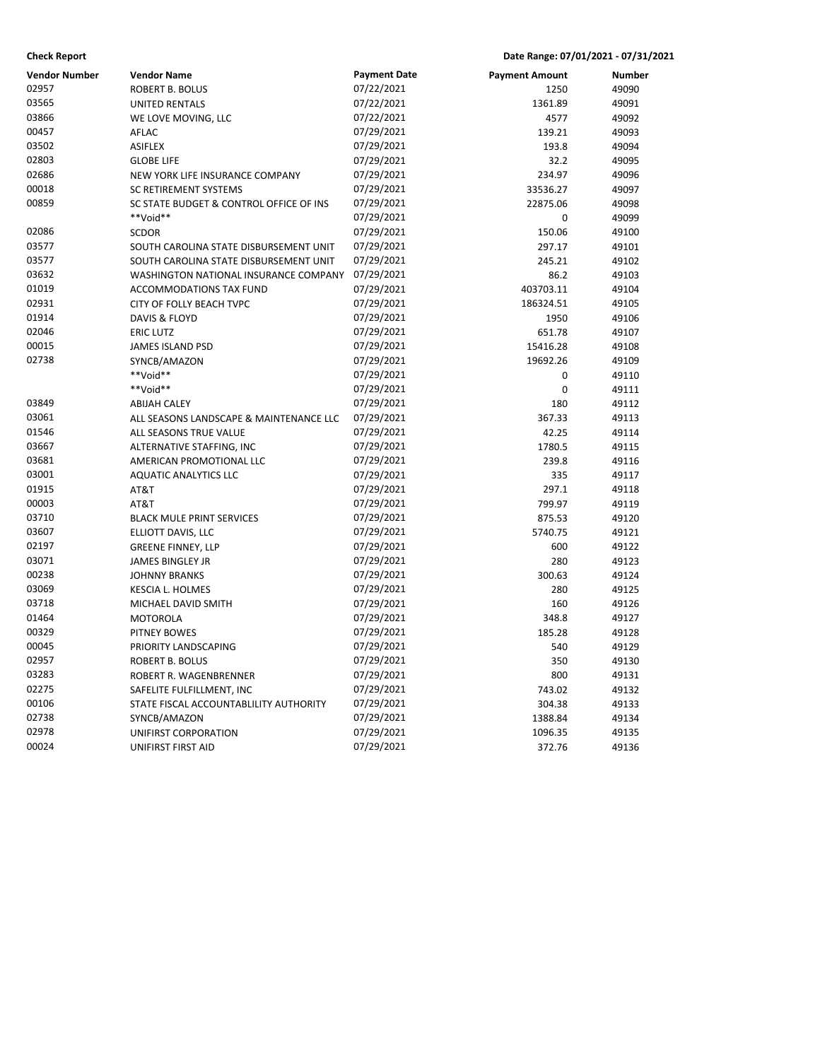**Check Report** **Date Range: 07/01/2021 - 07/31/2021**

| Vendor Number | Vendor Name | Payment Date | Payment Amount | Number |
|---|---|---|---|---|
| 02957 | ROBERT B. BOLUS | 07/22/2021 | 1250 | 49090 |
| 03565 | UNITED RENTALS | 07/22/2021 | 1361.89 | 49091 |
| 03866 | WE LOVE MOVING, LLC | 07/22/2021 | 4577 | 49092 |
| 00457 | AFLAC | 07/29/2021 | 139.21 | 49093 |
| 03502 | ASIFLEX | 07/29/2021 | 193.8 | 49094 |
| 02803 | GLOBE LIFE | 07/29/2021 | 32.2 | 49095 |
| 02686 | NEW YORK LIFE INSURANCE COMPANY | 07/29/2021 | 234.97 | 49096 |
| 00018 | SC RETIREMENT SYSTEMS | 07/29/2021 | 33536.27 | 49097 |
| 00859 | SC STATE BUDGET & CONTROL OFFICE OF INS | 07/29/2021 | 22875.06 | 49098 |
| | **Void** | 07/29/2021 | 0 | 49099 |
| 02086 | SCDOR | 07/29/2021 | 150.06 | 49100 |
| 03577 | SOUTH CAROLINA STATE DISBURSEMENT UNIT | 07/29/2021 | 297.17 | 49101 |
| 03577 | SOUTH CAROLINA STATE DISBURSEMENT UNIT | 07/29/2021 | 245.21 | 49102 |
| 03632 | WASHINGTON NATIONAL INSURANCE COMPANY | 07/29/2021 | 86.2 | 49103 |
| 01019 | ACCOMMODATIONS TAX FUND | 07/29/2021 | 403703.11 | 49104 |
| 02931 | CITY OF FOLLY BEACH TVPC | 07/29/2021 | 186324.51 | 49105 |
| 01914 | DAVIS & FLOYD | 07/29/2021 | 1950 | 49106 |
| 02046 | ERIC LUTZ | 07/29/2021 | 651.78 | 49107 |
| 00015 | JAMES ISLAND PSD | 07/29/2021 | 15416.28 | 49108 |
| 02738 | SYNCB/AMAZON | 07/29/2021 | 19692.26 | 49109 |
| | **Void** | 07/29/2021 | 0 | 49110 |
| | **Void** | 07/29/2021 | 0 | 49111 |
| 03849 | ABIJAH CALEY | 07/29/2021 | 180 | 49112 |
| 03061 | ALL SEASONS LANDSCAPE & MAINTENANCE LLC | 07/29/2021 | 367.33 | 49113 |
| 01546 | ALL SEASONS TRUE VALUE | 07/29/2021 | 42.25 | 49114 |
| 03667 | ALTERNATIVE STAFFING, INC | 07/29/2021 | 1780.5 | 49115 |
| 03681 | AMERICAN PROMOTIONAL LLC | 07/29/2021 | 239.8 | 49116 |
| 03001 | AQUATIC ANALYTICS LLC | 07/29/2021 | 335 | 49117 |
| 01915 | AT&T | 07/29/2021 | 297.1 | 49118 |
| 00003 | AT&T | 07/29/2021 | 799.97 | 49119 |
| 03710 | BLACK MULE PRINT SERVICES | 07/29/2021 | 875.53 | 49120 |
| 03607 | ELLIOTT DAVIS, LLC | 07/29/2021 | 5740.75 | 49121 |
| 02197 | GREENE FINNEY, LLP | 07/29/2021 | 600 | 49122 |
| 03071 | JAMES BINGLEY JR | 07/29/2021 | 280 | 49123 |
| 00238 | JOHNNY BRANKS | 07/29/2021 | 300.63 | 49124 |
| 03069 | KESCIA L. HOLMES | 07/29/2021 | 280 | 49125 |
| 03718 | MICHAEL DAVID SMITH | 07/29/2021 | 160 | 49126 |
| 01464 | MOTOROLA | 07/29/2021 | 348.8 | 49127 |
| 00329 | PITNEY BOWES | 07/29/2021 | 185.28 | 49128 |
| 00045 | PRIORITY LANDSCAPING | 07/29/2021 | 540 | 49129 |
| 02957 | ROBERT B. BOLUS | 07/29/2021 | 350 | 49130 |
| 03283 | ROBERT R. WAGENBRENNER | 07/29/2021 | 800 | 49131 |
| 02275 | SAFELITE FULFILLMENT, INC | 07/29/2021 | 743.02 | 49132 |
| 00106 | STATE FISCAL ACCOUNTABLILITY AUTHORITY | 07/29/2021 | 304.38 | 49133 |
| 02738 | SYNCB/AMAZON | 07/29/2021 | 1388.84 | 49134 |
| 02978 | UNIFIRST CORPORATION | 07/29/2021 | 1096.35 | 49135 |
| 00024 | UNIFIRST FIRST AID | 07/29/2021 | 372.76 | 49136 |